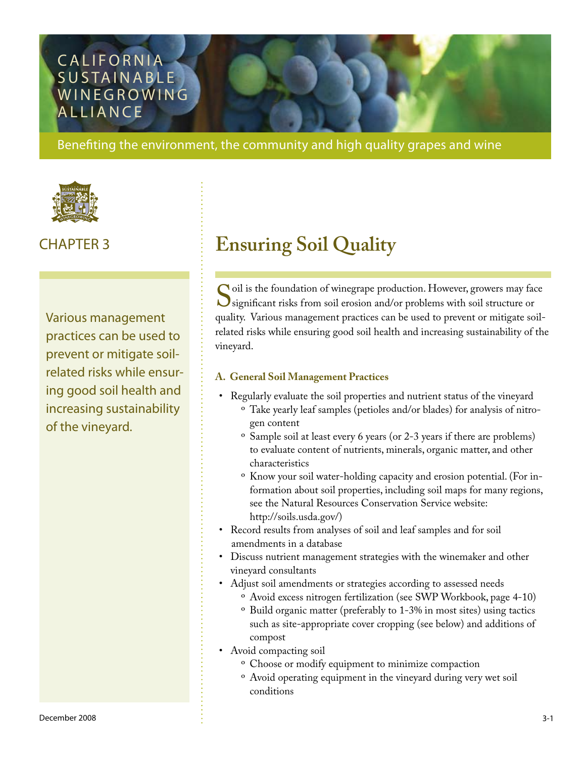CALIFORNIA SUSTAINABLE WINEGROWING ALLIANCE

Benefiting the environment, the community and high quality grapes and wine

CHAPTER 3

# Ensuring Soil Quality

Various management practices can be used to prevent or mitigate soil-related risks while ensuring good soil health and increasing sustainability of the vineyard.

Soil is the foundation of winegrape production. However, growers may face significant risks from soil erosion and/or problems with soil structure or quality. Various management practices can be used to prevent or mitigate soil-related risks while ensuring good soil health and increasing sustainability of the vineyard.

### A. General Soil Management Practices

- Regularly evaluate the soil properties and nutrient status of the vineyard
  - Take yearly leaf samples (petioles and/or blades) for analysis of nitrogen content
  - Sample soil at least every 6 years (or 2-3 years if there are problems) to evaluate content of nutrients, minerals, organic matter, and other characteristics
  - Know your soil water-holding capacity and erosion potential. (For information about soil properties, including soil maps for many regions, see the Natural Resources Conservation Service website: http://soils.usda.gov/)
- Record results from analyses of soil and leaf samples and for soil amendments in a database
- Discuss nutrient management strategies with the winemaker and other vineyard consultants
- Adjust soil amendments or strategies according to assessed needs
  - Avoid excess nitrogen fertilization (see SWP Workbook, page 4-10)
  - Build organic matter (preferably to 1-3% in most sites) using tactics such as site-appropriate cover cropping (see below) and additions of compost
- Avoid compacting soil
  - Choose or modify equipment to minimize compaction
  - Avoid operating equipment in the vineyard during very wet soil conditions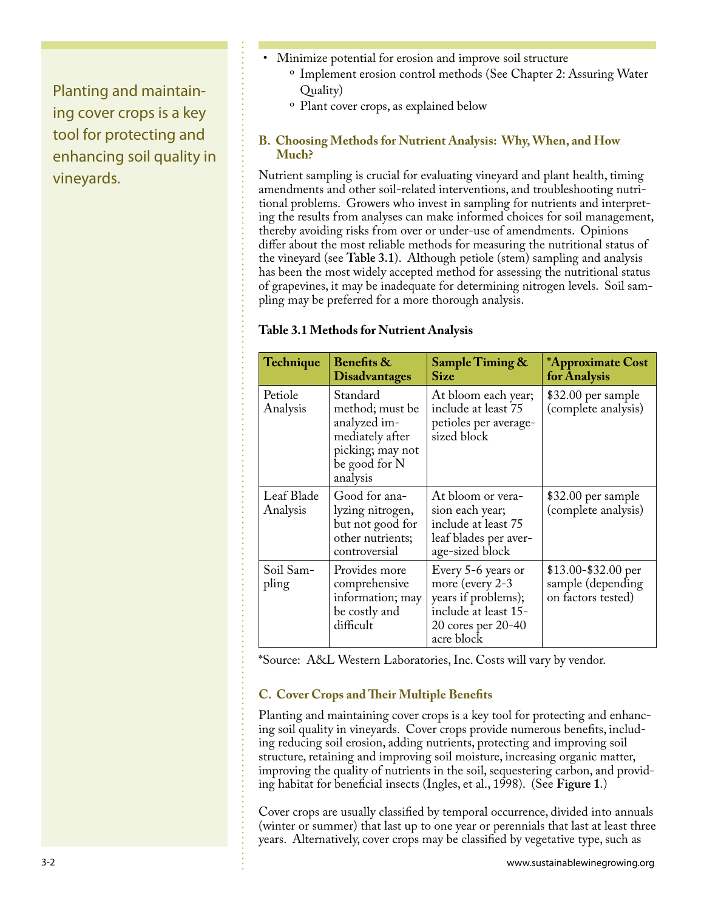Planting and maintaining cover crops is a key tool for protecting and enhancing soil quality in vineyards.

- Minimize potential for erosion and improve soil structure
  - Implement erosion control methods (See Chapter 2: Assuring Water Quality)
  - Plant cover crops, as explained below

### B. Choosing Methods for Nutrient Analysis: Why, When, and How Much?

Nutrient sampling is crucial for evaluating vineyard and plant health, timing amendments and other soil-related interventions, and troubleshooting nutritional problems. Growers who invest in sampling for nutrients and interpreting the results from analyses can make informed choices for soil management, thereby avoiding risks from over or under-use of amendments. Opinions differ about the most reliable methods for measuring the nutritional status of the vineyard (see **Table 3.1**). Although petiole (stem) sampling and analysis has been the most widely accepted method for assessing the nutritional status of grapevines, it may be inadequate for determining nitrogen levels. Soil sampling may be preferred for a more thorough analysis.

**Table 3.1 Methods for Nutrient Analysis**

| Technique | Benefits & Disadvantages | Sample Timing & Size | *Approximate Cost for Analysis |
|---|---|---|---|
| Petiole Analysis | Standard method; must be analyzed immediately after picking; may not be good for N analysis | At bloom each year; include at least 75 petioles per average-sized block | $32.00 per sample (complete analysis) |
| Leaf Blade Analysis | Good for analyzing nitrogen, but not good for other nutrients; controversial | At bloom or veraision each year; include at least 75 leaf blades per average-sized block | $32.00 per sample (complete analysis) |
| Soil Sampling | Provides more comprehensive information; may be costly and difficult | Every 5-6 years or more (every 2-3 years if problems); include at least 15-20 cores per 20-40 acre block | $13.00-$32.00 per sample (depending on factors tested) |

*Source: A&L Western Laboratories, Inc. Costs will vary by vendor.

### C. Cover Crops and Their Multiple Benefits

Planting and maintaining cover crops is a key tool for protecting and enhancing soil quality in vineyards. Cover crops provide numerous benefits, including reducing soil erosion, adding nutrients, protecting and improving soil structure, retaining and improving soil moisture, increasing organic matter, improving the quality of nutrients in the soil, sequestering carbon, and providing habitat for beneficial insects (Ingles, et al., 1998). (See **Figure 1**.)

Cover crops are usually classified by temporal occurrence, divided into annuals (winter or summer) that last up to one year or perennials that last at least three years. Alternatively, cover crops may be classified by vegetative type, such as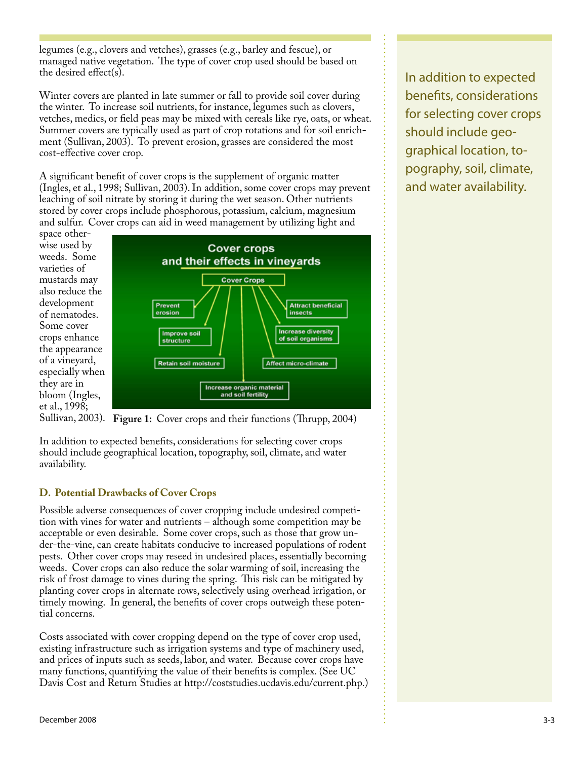legumes (e.g., clovers and vetches), grasses (e.g., barley and fescue), or managed native vegetation. The type of cover crop used should be based on the desired effect(s).

Winter covers are planted in late summer or fall to provide soil cover during the winter. To increase soil nutrients, for instance, legumes such as clovers, vetches, medics, or field peas may be mixed with cereals like rye, oats, or wheat. Summer covers are typically used as part of crop rotations and for soil enrichment (Sullivan, 2003). To prevent erosion, grasses are considered the most cost-effective cover crop.

A significant benefit of cover crops is the supplement of organic matter (Ingles, et al., 1998; Sullivan, 2003). In addition, some cover crops may prevent leaching of soil nitrate by storing it during the wet season. Other nutrients stored by cover crops include phosphorous, potassium, calcium, magnesium and sulfur. Cover crops can aid in weed management by utilizing light and space otherwise used by weeds. Some varieties of mustards may also reduce the development of nematodes. Some cover crops enhance the appearance of a vineyard, especially when they are in bloom (Ingles, et al., 1998; Sullivan, 2003).

**Figure 1:** Cover crops and their functions (Thrupp, 2004)

In addition to expected benefits, considerations for selecting cover crops should include geographical location, topography, soil, climate, and water availability.

## D. Potential Drawbacks of Cover Crops

Possible adverse consequences of cover cropping include undesired competition with vines for water and nutrients – although some competition may be acceptable or even desirable. Some cover crops, such as those that grow under-the-vine, can create habitats conducive to increased populations of rodent pests. Other cover crops may reseed in undesired places, essentially becoming weeds. Cover crops can also reduce the solar warming of soil, increasing the risk of frost damage to vines during the spring. This risk can be mitigated by planting cover crops in alternate rows, selectively using overhead irrigation, or timely mowing. In general, the benefits of cover crops outweigh these potential concerns.

Costs associated with cover cropping depend on the type of cover crop used, existing infrastructure such as irrigation systems and type of machinery used, and prices of inputs such as seeds, labor, and water. Because cover crops have many functions, quantifying the value of their benefits is complex. (See UC Davis Cost and Return Studies at http://coststudies.ucdavis.edu/current.php.)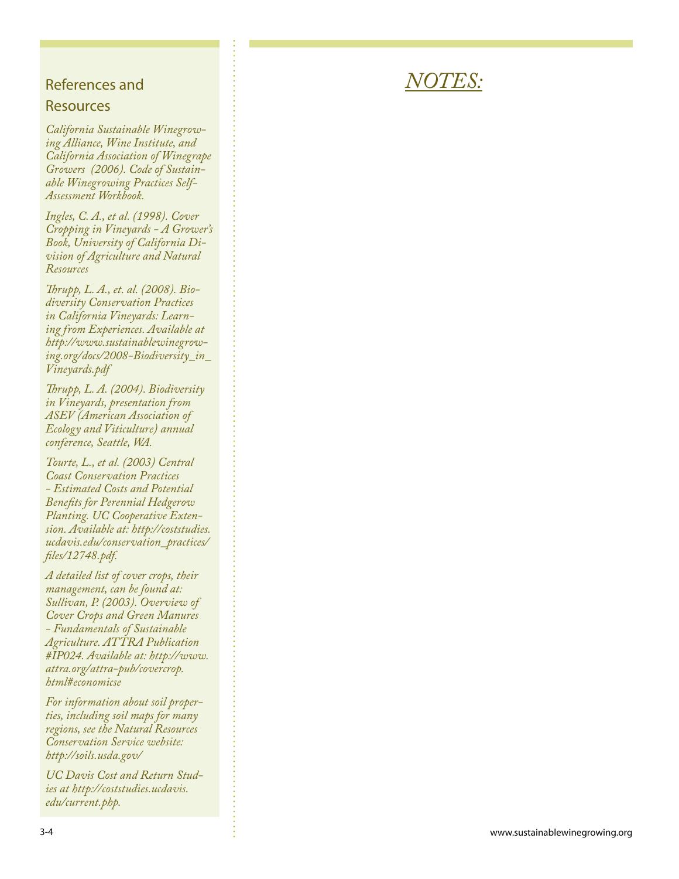## References and Resources

*California Sustainable Winegrowing Alliance, Wine Institute, and California Association of Winegrape Growers (2006). Code of Sustainable Winegrowing Practices Self-Assessment Workbook.*

*Ingles, C. A., et al. (1998). Cover Cropping in Vineyards - A Grower's Book, University of California Division of Agriculture and Natural Resources*

*Thrupp, L. A., et. al. (2008). Biodiversity Conservation Practices in California Vineyards: Learning from Experiences. Available at http://www.sustainablewinegrowing.org/docs/2008-Biodiversity_in_Vineyards.pdf*

*Thrupp, L. A. (2004). Biodiversity in Vineyards, presentation from ASEV (American Association of Ecology and Viticulture) annual conference, Seattle, WA.*

*Tourte, L., et al. (2003) Central Coast Conservation Practices - Estimated Costs and Potential Benefits for Perennial Hedgerow Planting. UC Cooperative Extension. Available at: http://coststudies.ucdavis.edu/conservation_practices/files/12748.pdf.*

*A detailed list of cover crops, their management, can be found at: Sullivan, P. (2003). Overview of Cover Crops and Green Manures - Fundamentals of Sustainable Agriculture. ATTRA Publication #IP024. Available at: http://www.attra.org/attra-pub/covercrop.html#economicse*

*For information about soil properties, including soil maps for many regions, see the Natural Resources Conservation Service website: http://soils.usda.gov/*

*UC Davis Cost and Return Studies at http://coststudies.ucdavis.edu/current.php.*

## *NOTES:*